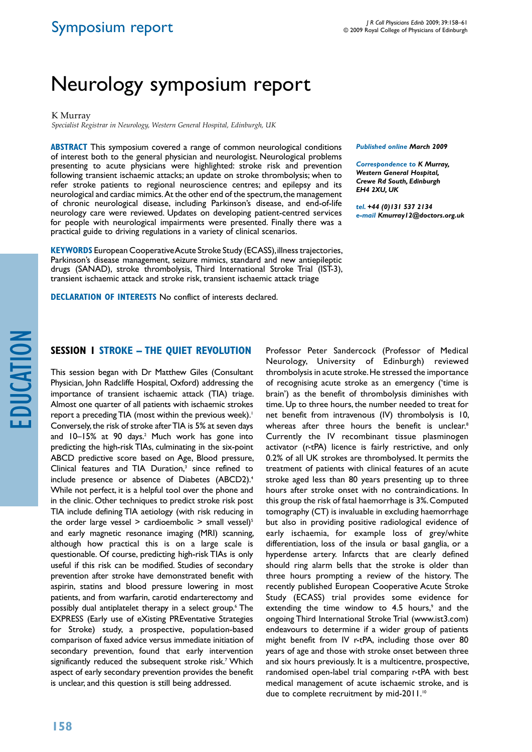# Neurology symposium report

K Murray

*Specialist Registrar in Neurology, Western General Hospital, Edinburgh, UK*

**ABSTRACT** This symposium covered a range of common neurological conditions of interest both to the general physician and neurologist. Neurological problems presenting to acute physicians were highlighted: stroke risk and prevention following transient ischaemic attacks; an update on stroke thrombolysis; when to refer stroke patients to regional neuroscience centres; and epilepsy and its neurological and cardiac mimics. At the other end of the spectrum, the management of chronic neurological disease, including Parkinson's disease, and end-of-life neurology care were reviewed. Updates on developing patient-centred services for people with neurological impairments were presented. Finally there was a practical guide to driving regulations in a variety of clinical scenarios.

**KEYWORDS** European Cooperative Acute Stroke Study (ECASS), illness trajectories, Parkinson's disease management, seizure mimics, standard and new antiepileptic drugs (SANAD), stroke thrombolysis, Third International Stroke Trial (IST-3), transient ischaemic attack and stroke risk, transient ischaemic attack triage

**DECLARATION OF INTERESTS** No conflict of interests declared.

***Published online*** ***March 2009***

***Correspondence to*** ***K Murray, Western General Hospital, Crewe Rd South, Edinburgh EH4 2XU, UK***

***tel.*** ***+44 (0)131 537 2134***
***e-mail*** ***Kmurray12@doctors.org.uk***

## SESSION 1 STROKE – THE QUIET REVOLUTION

This session began with Dr Matthew Giles (Consultant Physician, John Radcliffe Hospital, Oxford) addressing the importance of transient ischaemic attack (TIA) triage. Almost one quarter of all patients with ischaemic strokes report a preceding TIA (most within the previous week).[1] Conversely, the risk of stroke after TIA is 5% at seven days and 10–15% at 90 days.[2] Much work has gone into predicting the high-risk TIAs, culminating in the six-point ABCD predictive score based on Age, Blood pressure, Clinical features and TIA Duration,[3] since refined to include presence or absence of Diabetes (ABCD2).[4] While not perfect, it is a helpful tool over the phone and in the clinic. Other techniques to predict stroke risk post TIA include defining TIA aetiology (with risk reducing in the order large vessel > cardioembolic > small vessel)[5] and early magnetic resonance imaging (MRI) scanning, although how practical this is on a large scale is questionable. Of course, predicting high-risk TIAs is only useful if this risk can be modified. Studies of secondary prevention after stroke have demonstrated benefit with aspirin, statins and blood pressure lowering in most patients, and from warfarin, carotid endarterectomy and possibly dual antiplatelet therapy in a select group.[6] The EXPRESS (Early use of eXisting PREventative Strategies for Stroke) study, a prospective, population-based comparison of faxed advice versus immediate initiation of secondary prevention, found that early intervention significantly reduced the subsequent stroke risk.[7] Which aspect of early secondary prevention provides the benefit is unclear, and this question is still being addressed.

Professor Peter Sandercock (Professor of Medical Neurology, University of Edinburgh) reviewed thrombolysis in acute stroke. He stressed the importance of recognising acute stroke as an emergency ('time is brain') as the benefit of thrombolysis diminishes with time. Up to three hours, the number needed to treat for net benefit from intravenous (IV) thrombolysis is 10, whereas after three hours the benefit is unclear.[8] Currently the IV recombinant tissue plasminogen activator (r-tPA) licence is fairly restrictive, and only 0.2% of all UK strokes are thrombolysed. It permits the treatment of patients with clinical features of an acute stroke aged less than 80 years presenting up to three hours after stroke onset with no contraindications. In this group the risk of fatal haemorrhage is 3%. Computed tomography (CT) is invaluable in excluding haemorrhage but also in providing positive radiological evidence of early ischaemia, for example loss of grey/white differentiation, loss of the insula or basal ganglia, or a hyperdense artery. Infarcts that are clearly defined should ring alarm bells that the stroke is older than three hours prompting a review of the history. The recently published European Cooperative Acute Stroke Study (ECASS) trial provides some evidence for extending the time window to 4.5 hours,[9] and the ongoing Third International Stroke Trial (www.ist3.com) endeavours to determine if a wider group of patients might benefit from IV r-tPA, including those over 80 years of age and those with stroke onset between three and six hours previously. It is a multicentre, prospective, randomised open-label trial comparing r-tPA with best medical management of acute ischaemic stroke, and is due to complete recruitment by mid-2011.[10]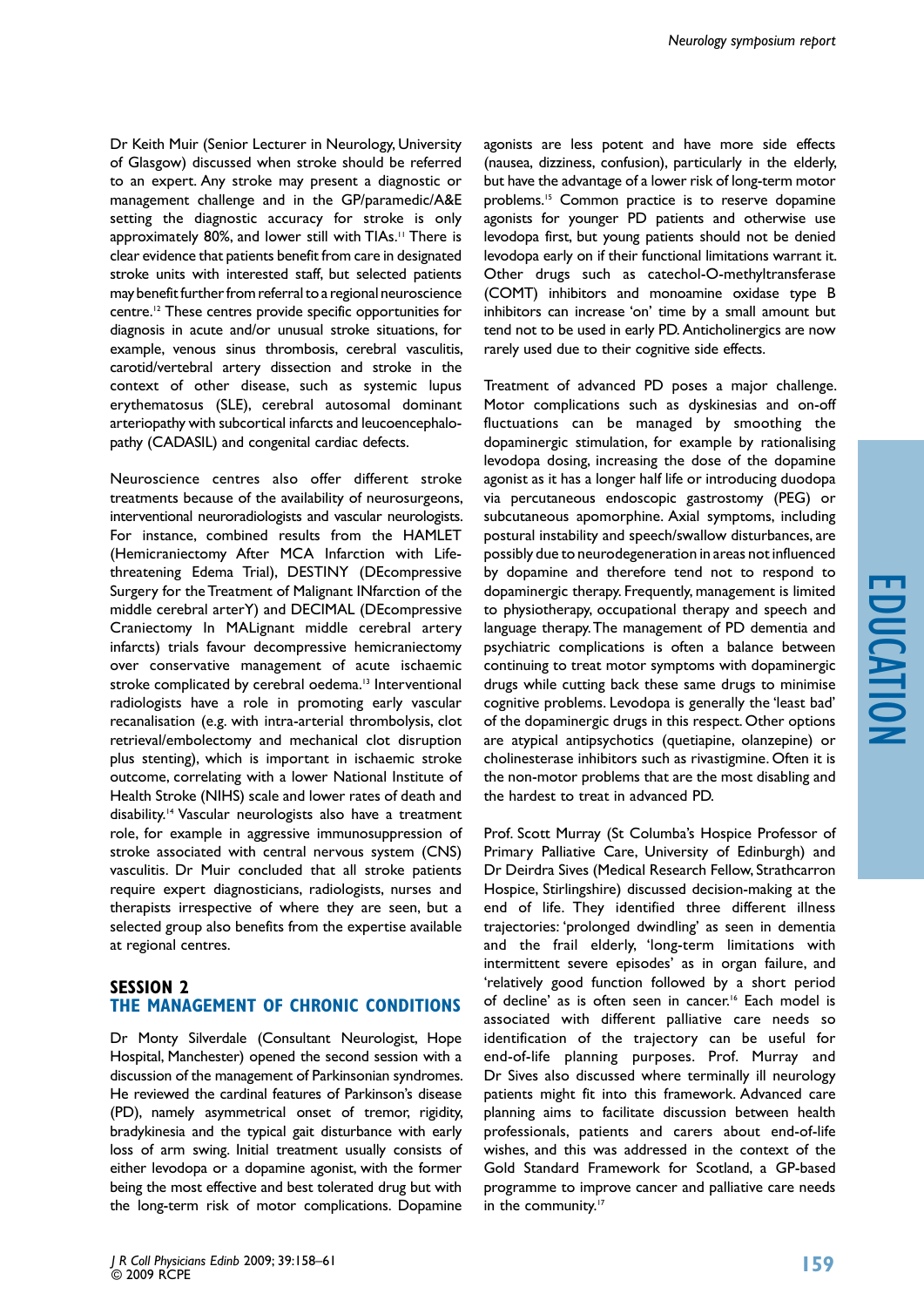Dr Keith Muir (Senior Lecturer in Neurology, University of Glasgow) discussed when stroke should be referred to an expert. Any stroke may present a diagnostic or management challenge and in the GP/paramedic/A&E setting the diagnostic accuracy for stroke is only approximately 80%, and lower still with TIAs.[11] There is clear evidence that patients benefit from care in designated stroke units with interested staff, but selected patients may benefit further from referral to a regional neuroscience centre.[12] These centres provide specific opportunities for diagnosis in acute and/or unusual stroke situations, for example, venous sinus thrombosis, cerebral vasculitis, carotid/vertebral artery dissection and stroke in the context of other disease, such as systemic lupus erythematosus (SLE), cerebral autosomal dominant arteriopathy with subcortical infarcts and leucoencephalopathy (CADASIL) and congenital cardiac defects.

Neuroscience centres also offer different stroke treatments because of the availability of neurosurgeons, interventional neuroradiologists and vascular neurologists. For instance, combined results from the HAMLET (Hemicraniectomy After MCA Infarction with Life-threatening Edema Trial), DESTINY (DEcompressive Surgery for the Treatment of Malignant INfarction of the middle cerebral arterY) and DECIMAL (DEcompressive Craniectomy In MALignant middle cerebral artery infarcts) trials favour decompressive hemicraniectomy over conservative management of acute ischaemic stroke complicated by cerebral oedema.[13] Interventional radiologists have a role in promoting early vascular recanalisation (e.g. with intra-arterial thrombolysis, clot retrieval/embolectomy and mechanical clot disruption plus stenting), which is important in ischaemic stroke outcome, correlating with a lower National Institute of Health Stroke (NIHS) scale and lower rates of death and disability.[14] Vascular neurologists also have a treatment role, for example in aggressive immunosuppression of stroke associated with central nervous system (CNS) vasculitis. Dr Muir concluded that all stroke patients require expert diagnosticians, radiologists, nurses and therapists irrespective of where they are seen, but a selected group also benefits from the expertise available at regional centres.

## SESSION 2
## THE MANAGEMENT OF CHRONIC CONDITIONS

Dr Monty Silverdale (Consultant Neurologist, Hope Hospital, Manchester) opened the second session with a discussion of the management of Parkinsonian syndromes. He reviewed the cardinal features of Parkinson's disease (PD), namely asymmetrical onset of tremor, rigidity, bradykinesia and the typical gait disturbance with early loss of arm swing. Initial treatment usually consists of either levodopa or a dopamine agonist, with the former being the most effective and best tolerated drug but with the long-term risk of motor complications. Dopamine agonists are less potent and have more side effects (nausea, dizziness, confusion), particularly in the elderly, but have the advantage of a lower risk of long-term motor problems.[15] Common practice is to reserve dopamine agonists for younger PD patients and otherwise use levodopa first, but young patients should not be denied levodopa early on if their functional limitations warrant it. Other drugs such as catechol-O-methyltransferase (COMT) inhibitors and monoamine oxidase type B inhibitors can increase 'on' time by a small amount but tend not to be used in early PD. Anticholinergics are now rarely used due to their cognitive side effects.

Treatment of advanced PD poses a major challenge. Motor complications such as dyskinesias and on-off fluctuations can be managed by smoothing the dopaminergic stimulation, for example by rationalising levodopa dosing, increasing the dose of the dopamine agonist as it has a longer half life or introducing duodopa via percutaneous endoscopic gastrostomy (PEG) or subcutaneous apomorphine. Axial symptoms, including postural instability and speech/swallow disturbances, are possibly due to neurodegeneration in areas not influenced by dopamine and therefore tend not to respond to dopaminergic therapy. Frequently, management is limited to physiotherapy, occupational therapy and speech and language therapy. The management of PD dementia and psychiatric complications is often a balance between continuing to treat motor symptoms with dopaminergic drugs while cutting back these same drugs to minimise cognitive problems. Levodopa is generally the 'least bad' of the dopaminergic drugs in this respect. Other options are atypical antipsychotics (quetiapine, olanzepine) or cholinesterase inhibitors such as rivastigmine. Often it is the non-motor problems that are the most disabling and the hardest to treat in advanced PD.

Prof. Scott Murray (St Columba's Hospice Professor of Primary Palliative Care, University of Edinburgh) and Dr Deirdra Sives (Medical Research Fellow, Strathcarron Hospice, Stirlingshire) discussed decision-making at the end of life. They identified three different illness trajectories: 'prolonged dwindling' as seen in dementia and the frail elderly, 'long-term limitations with intermittent severe episodes' as in organ failure, and 'relatively good function followed by a short period of decline' as is often seen in cancer.[16] Each model is associated with different palliative care needs so identification of the trajectory can be useful for end-of-life planning purposes. Prof. Murray and Dr Sives also discussed where terminally ill neurology patients might fit into this framework. Advanced care planning aims to facilitate discussion between health professionals, patients and carers about end-of-life wishes, and this was addressed in the context of the Gold Standard Framework for Scotland, a GP-based programme to improve cancer and palliative care needs in the community.[17]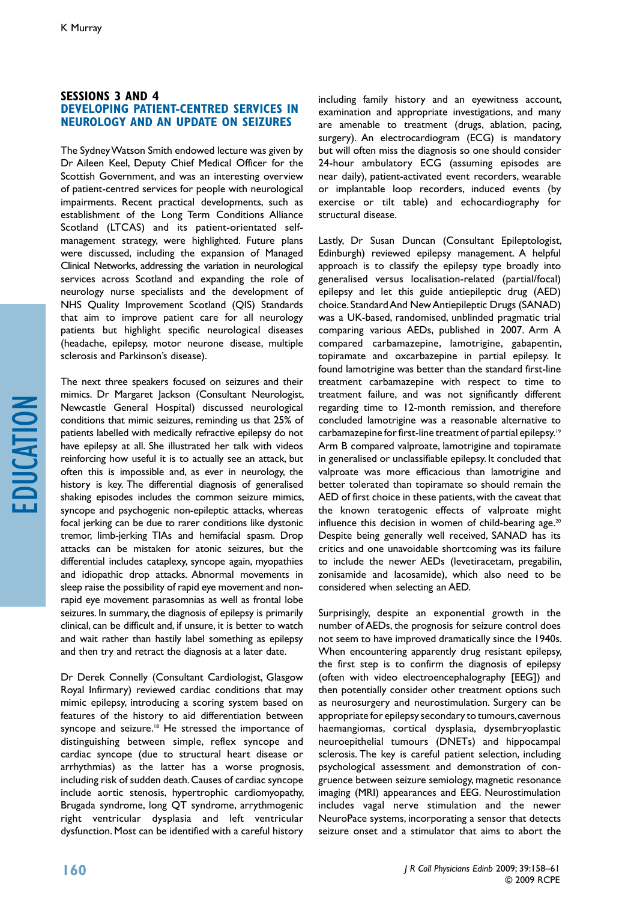## SESSIONS 3 AND 4

## DEVELOPING PATIENT-CENTRED SERVICES IN NEUROLOGY AND AN UPDATE ON SEIZURES

The Sydney Watson Smith endowed lecture was given by Dr Aileen Keel, Deputy Chief Medical Officer for the Scottish Government, and was an interesting overview of patient-centred services for people with neurological impairments. Recent practical developments, such as establishment of the Long Term Conditions Alliance Scotland (LTCAS) and its patient-orientated self-management strategy, were highlighted. Future plans were discussed, including the expansion of Managed Clinical Networks, addressing the variation in neurological services across Scotland and expanding the role of neurology nurse specialists and the development of NHS Quality Improvement Scotland (QIS) Standards that aim to improve patient care for all neurology patients but highlight specific neurological diseases (headache, epilepsy, motor neurone disease, multiple sclerosis and Parkinson's disease).

The next three speakers focused on seizures and their mimics. Dr Margaret Jackson (Consultant Neurologist, Newcastle General Hospital) discussed neurological conditions that mimic seizures, reminding us that 25% of patients labelled with medically refractive epilepsy do not have epilepsy at all. She illustrated her talk with videos reinforcing how useful it is to actually see an attack, but often this is impossible and, as ever in neurology, the history is key. The differential diagnosis of generalised shaking episodes includes the common seizure mimics, syncope and psychogenic non-epileptic attacks, whereas focal jerking can be due to rarer conditions like dystonic tremor, limb-jerking TIAs and hemifacial spasm. Drop attacks can be mistaken for atonic seizures, but the differential includes cataplexy, syncope again, myopathies and idiopathic drop attacks. Abnormal movements in sleep raise the possibility of rapid eye movement and non-rapid eye movement parasomnias as well as frontal lobe seizures. In summary, the diagnosis of epilepsy is primarily clinical, can be difficult and, if unsure, it is better to watch and wait rather than hastily label something as epilepsy and then try and retract the diagnosis at a later date.

Dr Derek Connelly (Consultant Cardiologist, Glasgow Royal Infirmary) reviewed cardiac conditions that may mimic epilepsy, introducing a scoring system based on features of the history to aid differentiation between syncope and seizure.[18] He stressed the importance of distinguishing between simple, reflex syncope and cardiac syncope (due to structural heart disease or arrhythmias) as the latter has a worse prognosis, including risk of sudden death. Causes of cardiac syncope include aortic stenosis, hypertrophic cardiomyopathy, Brugada syndrome, long QT syndrome, arrythmogenic right ventricular dysplasia and left ventricular dysfunction. Most can be identified with a careful history including family history and an eyewitness account, examination and appropriate investigations, and many are amenable to treatment (drugs, ablation, pacing, surgery). An electrocardiogram (ECG) is mandatory but will often miss the diagnosis so one should consider 24-hour ambulatory ECG (assuming episodes are near daily), patient-activated event recorders, wearable or implantable loop recorders, induced events (by exercise or tilt table) and echocardiography for structural disease.

Lastly, Dr Susan Duncan (Consultant Epileptologist, Edinburgh) reviewed epilepsy management. A helpful approach is to classify the epilepsy type broadly into generalised versus localisation-related (partial/focal) epilepsy and let this guide antiepileptic drug (AED) choice. Standard And New Antiepileptic Drugs (SANAD) was a UK-based, randomised, unblinded pragmatic trial comparing various AEDs, published in 2007. Arm A compared carbamazepine, lamotrigine, gabapentin, topiramate and oxcarbazepine in partial epilepsy. It found lamotrigine was better than the standard first-line treatment carbamazepine with respect to time to treatment failure, and was not significantly different regarding time to 12-month remission, and therefore concluded lamotrigine was a reasonable alternative to carbamazepine for first-line treatment of partial epilepsy.[19] Arm B compared valproate, lamotrigine and topiramate in generalised or unclassifiable epilepsy. It concluded that valproate was more efficacious than lamotrigine and better tolerated than topiramate so should remain the AED of first choice in these patients, with the caveat that the known teratogenic effects of valproate might influence this decision in women of child-bearing age.[20] Despite being generally well received, SANAD has its critics and one unavoidable shortcoming was its failure to include the newer AEDs (levetiracetam, pregabilin, zonisamide and lacosamide), which also need to be considered when selecting an AED.

Surprisingly, despite an exponential growth in the number of AEDs, the prognosis for seizure control does not seem to have improved dramatically since the 1940s. When encountering apparently drug resistant epilepsy, the first step is to confirm the diagnosis of epilepsy (often with video electroencephalography [EEG]) and then potentially consider other treatment options such as neurosurgery and neurostimulation. Surgery can be appropriate for epilepsy secondary to tumours, cavernous haemangiomas, cortical dysplasia, dysembryoplastic neuroepithelial tumours (DNETs) and hippocampal sclerosis. The key is careful patient selection, including psychological assessment and demonstration of congruence between seizure semiology, magnetic resonance imaging (MRI) appearances and EEG. Neurostimulation includes vagal nerve stimulation and the newer NeuroPace systems, incorporating a sensor that detects seizure onset and a stimulator that aims to abort the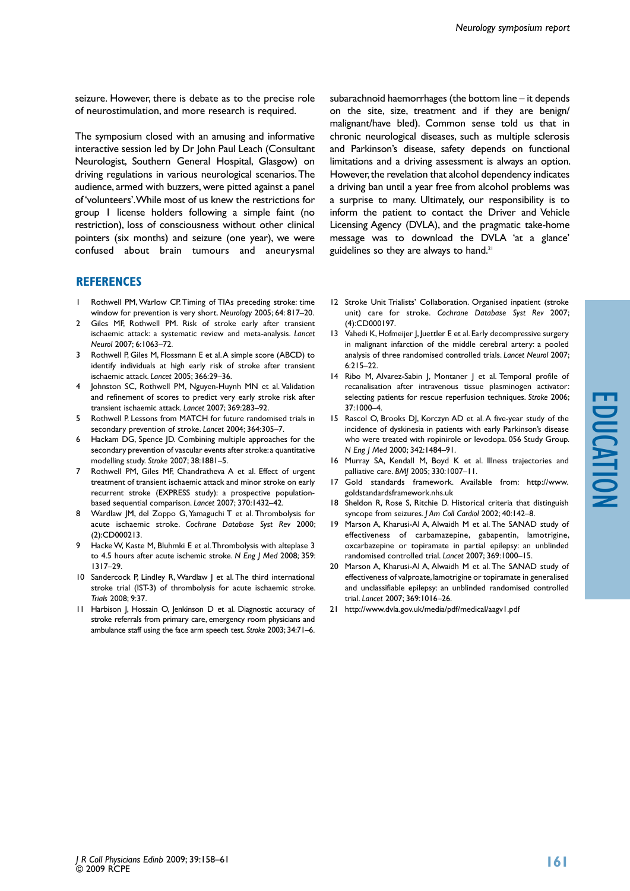seizure. However, there is debate as to the precise role of neurostimulation, and more research is required.

The symposium closed with an amusing and informative interactive session led by Dr John Paul Leach (Consultant Neurologist, Southern General Hospital, Glasgow) on driving regulations in various neurological scenarios. The audience, armed with buzzers, were pitted against a panel of 'volunteers'. While most of us knew the restrictions for group I license holders following a simple faint (no restriction), loss of consciousness without other clinical pointers (six months) and seizure (one year), we were confused about brain tumours and aneurysmal subarachnoid haemorrhages (the bottom line – it depends on the site, size, treatment and if they are benign/malignant/have bled). Common sense told us that in chronic neurological diseases, such as multiple sclerosis and Parkinson's disease, safety depends on functional limitations and a driving assessment is always an option. However, the revelation that alcohol dependency indicates a driving ban until a year free from alcohol problems was a surprise to many. Ultimately, our responsibility is to inform the patient to contact the Driver and Vehicle Licensing Agency (DVLA), and the pragmatic take-home message was to download the DVLA 'at a glance' guidelines so they are always to hand.[21]

## REFERENCES

1. Rothwell PM, Warlow CP. Timing of TIAs preceding stroke: time window for prevention is very short. *Neurology* 2005; 64: 817–20.
2. Giles MF, Rothwell PM. Risk of stroke early after transient ischaemic attack: a systematic review and meta-analysis. *Lancet Neurol* 2007; 6:1063–72.
3. Rothwell P, Giles M, Flossmann E et al. A simple score (ABCD) to identify individuals at high early risk of stroke after transient ischaemic attack. *Lancet* 2005; 366:29–36.
4. Johnston SC, Rothwell PM, Nguyen-Huynh MN et al. Validation and refinement of scores to predict very early stroke risk after transient ischaemic attack. *Lancet* 2007; 369:283–92.
5. Rothwell P. Lessons from MATCH for future randomised trials in secondary prevention of stroke. *Lancet* 2004; 364:305–7.
6. Hackam DG, Spence JD. Combining multiple approaches for the secondary prevention of vascular events after stroke: a quantitative modelling study. *Stroke* 2007; 38:1881–5.
7. Rothwell PM, Giles MF, Chandratheva A et al. Effect of urgent treatment of transient ischaemic attack and minor stroke on early recurrent stroke (EXPRESS study): a prospective population-based sequential comparison. *Lancet* 2007; 370:1432–42.
8. Wardlaw JM, del Zoppo G, Yamaguchi T et al. Thrombolysis for acute ischaemic stroke. *Cochrane Database Syst Rev* 2000; (2):CD000213.
9. Hacke W, Kaste M, Bluhmki E et al. Thrombolysis with alteplase 3 to 4.5 hours after acute ischemic stroke. *N Eng J Med* 2008; 359: 1317–29.
10. Sandercock P, Lindley R, Wardlaw J et al. The third international stroke trial (IST-3) of thrombolysis for acute ischaemic stroke. *Trials* 2008; 9:37.
11. Harbison J, Hossain O, Jenkinson D et al. Diagnostic accuracy of stroke referrals from primary care, emergency room physicians and ambulance staff using the face arm speech test. *Stroke* 2003; 34:71–6.
12. Stroke Unit Trialists' Collaboration. Organised inpatient (stroke unit) care for stroke. *Cochrane Database Syst Rev* 2007; (4):CD000197.
13. Vahedi K, Hofmeijer J, Juettler E et al. Early decompressive surgery in malignant infarction of the middle cerebral artery: a pooled analysis of three randomised controlled trials. *Lancet Neurol* 2007; 6:215–22.
14. Ribo M, Alvarez-Sabin J, Montaner J et al. Temporal profile of recanalisation after intravenous tissue plasminogen activator: selecting patients for rescue reperfusion techniques. *Stroke* 2006; 37:1000–4.
15. Rascol O, Brooks DJ, Korczyn AD et al. A five-year study of the incidence of dyskinesia in patients with early Parkinson's disease who were treated with ropinirole or levodopa. 056 Study Group. *N Eng J Med* 2000; 342:1484–91.
16. Murray SA, Kendall M, Boyd K et al. Illness trajectories and palliative care. *BMJ* 2005; 330:1007–11.
17. Gold standards framework. Available from: http://www.goldstandardsframework.nhs.uk
18. Sheldon R, Rose S, Ritchie D. Historical criteria that distinguish syncope from seizures. *J Am Coll Cardiol* 2002; 40:142–8.
19. Marson A, Kharusi-Al A, Alwaidh M et al. The SANAD study of effectiveness of carbamazepine, gabapentin, lamotrigine, oxcarbazepine or topiramate in partial epilepsy: an unblinded randomised controlled trial. *Lancet* 2007; 369:1000–15.
20. Marson A, Kharusi-Al A, Alwaidh M et al. The SANAD study of effectiveness of valproate, lamotrigine or topiramate in generalised and unclassifiable epilepsy: an unblinded randomised controlled trial. *Lancet* 2007; 369:1016–26.
21. http://www.dvla.gov.uk/media/pdf/medical/aagv1.pdf